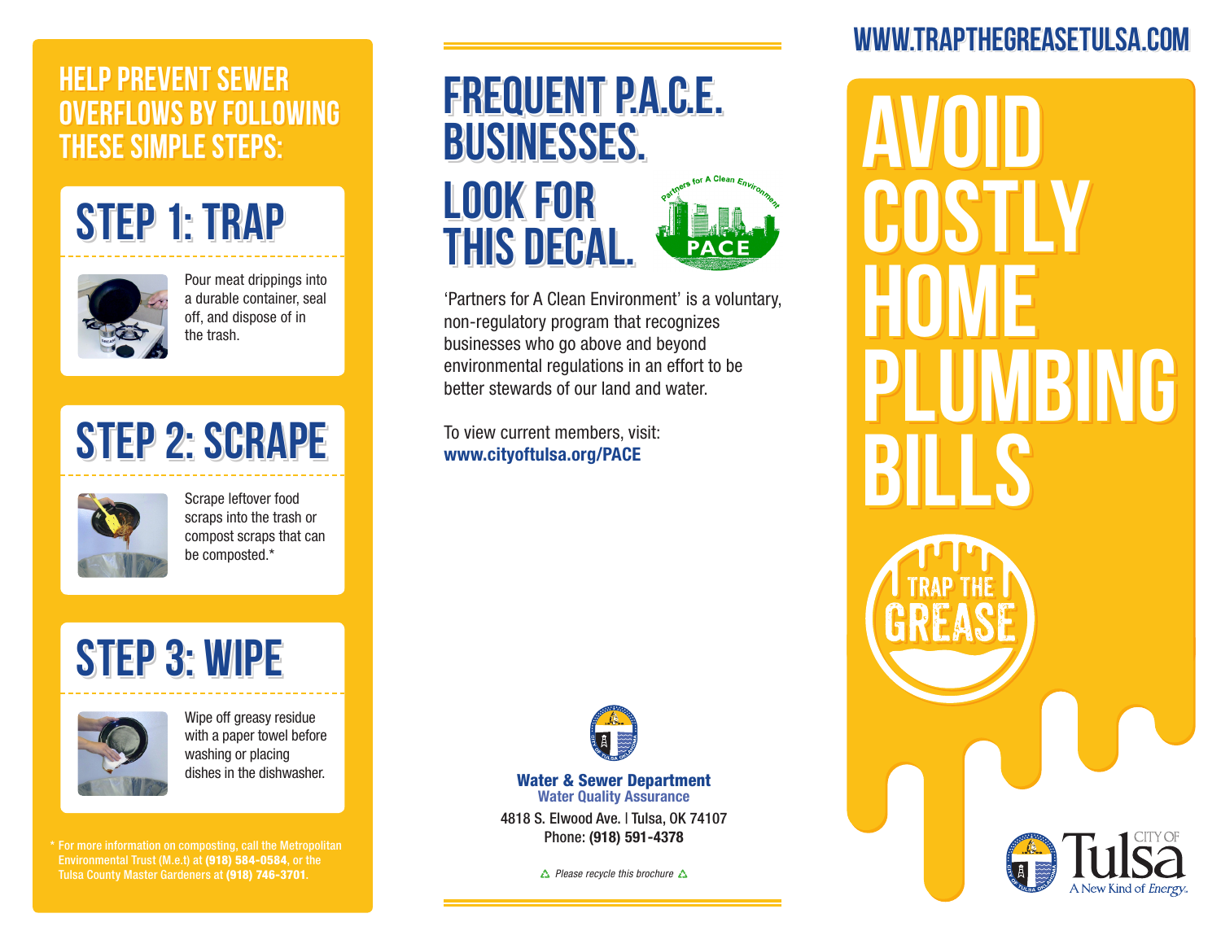## HELP PREVENT SEWER OVERFLOWS BY FOLLOWING THESE SIMPLE STEPS:

### STEP 1: TRAP

Pour meat drippings into a durable container, seal off, and dispose of in the trash.

### STEP 2: SCRAPE

Scrape leftover food scraps into the trash or compost scraps that can be composted.*

### STEP 3: WIPE

Wipe off greasy residue with a paper towel before washing or placing dishes in the dishwasher.

\* For more information on composting, call the Metropolitan Environmental Trust (M.e.t) at **(918) 584-0584**, or the Tulsa County Master Gardeners at **(918) 746-3701**.

## FREQUENT P.A.C.E. BUSINESSES.

## LOOK FOR THIS DECAL.

Partners for A Clean Environment

PACE

'Partners for A Clean Environment' is a voluntary, non-regulatory program that recognizes businesses who go above and beyond environmental regulations in an effort to be better stewards of our land and water.

To view current members, visit:
**www.cityoftulsa.org/PACE**

**Water & Sewer Department**
**Water Quality Assurance**
4818 S. Elwood Ave. | Tulsa, OK 74107
Phone: **(918) 591-4378**

♲ *Please recycle this brochure* ♲

**WWW.TRAPTHEGREASETULSA.COM**

# AVOID COSTLY HOME PLUMBING BILLS

TRAP THE GREASE

CITY OF Tulsa
A New Kind of *Energy.*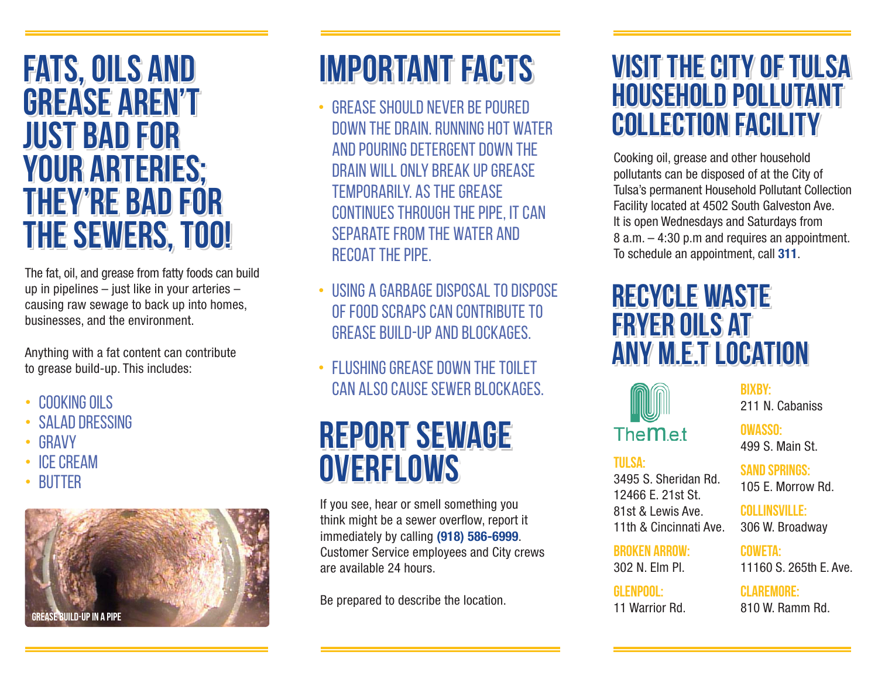# Fats, Oils and Grease Aren't Just Bad for Your Arteries; They're Bad for the Sewers, Too!

The fat, oil, and grease from fatty foods can build up in pipelines – just like in your arteries – causing raw sewage to back up into homes, businesses, and the environment.

Anything with a fat content can contribute to grease build-up. This includes:

- COOKING OILS
- SALAD DRESSING
- GRAVY
- ICE CREAM
- BUTTER

GREASE BUILD-UP IN A PIPE

# Important Facts

- GREASE SHOULD NEVER BE POURED DOWN THE DRAIN. RUNNING HOT WATER AND POURING DETERGENT DOWN THE DRAIN WILL ONLY BREAK UP GREASE TEMPORARILY. AS THE GREASE CONTINUES THROUGH THE PIPE, IT CAN SEPARATE FROM THE WATER AND RECOAT THE PIPE.
- USING A GARBAGE DISPOSAL TO DISPOSE OF FOOD SCRAPS CAN CONTRIBUTE TO GREASE BUILD-UP AND BLOCKAGES.
- FLUSHING GREASE DOWN THE TOILET CAN ALSO CAUSE SEWER BLOCKAGES.

# Report Sewage Overflows

If you see, hear or smell something you think might be a sewer overflow, report it immediately by calling **(918) 586-6999**. Customer Service employees and City crews are available 24 hours.

Be prepared to describe the location.

# Visit the City of Tulsa Household Pollutant Collection Facility

Cooking oil, grease and other household pollutants can be disposed of at the City of Tulsa's permanent Household Pollutant Collection Facility located at 4502 South Galveston Ave. It is open Wednesdays and Saturdays from 8 a.m. – 4:30 p.m and requires an appointment. To schedule an appointment, call **311**.

# Recycle Waste Fryer Oils at Any M.E.T Location

The M.e.t

**TULSA:**
3495 S. Sheridan Rd.
12466 E. 21st St.
81st & Lewis Ave.
11th & Cincinnati Ave.

**BROKEN ARROW:**
302 N. Elm Pl.

**GLENPOOL:**
11 Warrior Rd.

**BIXBY:**
211 N. Cabaniss

**OWASSO:**
499 S. Main St.

**SAND SPRINGS:**
105 E. Morrow Rd.

**COLLINSVILLE:**
306 W. Broadway

**COWETA:**
11160 S. 265th E. Ave.

**CLAREMORE:**
810 W. Ramm Rd.